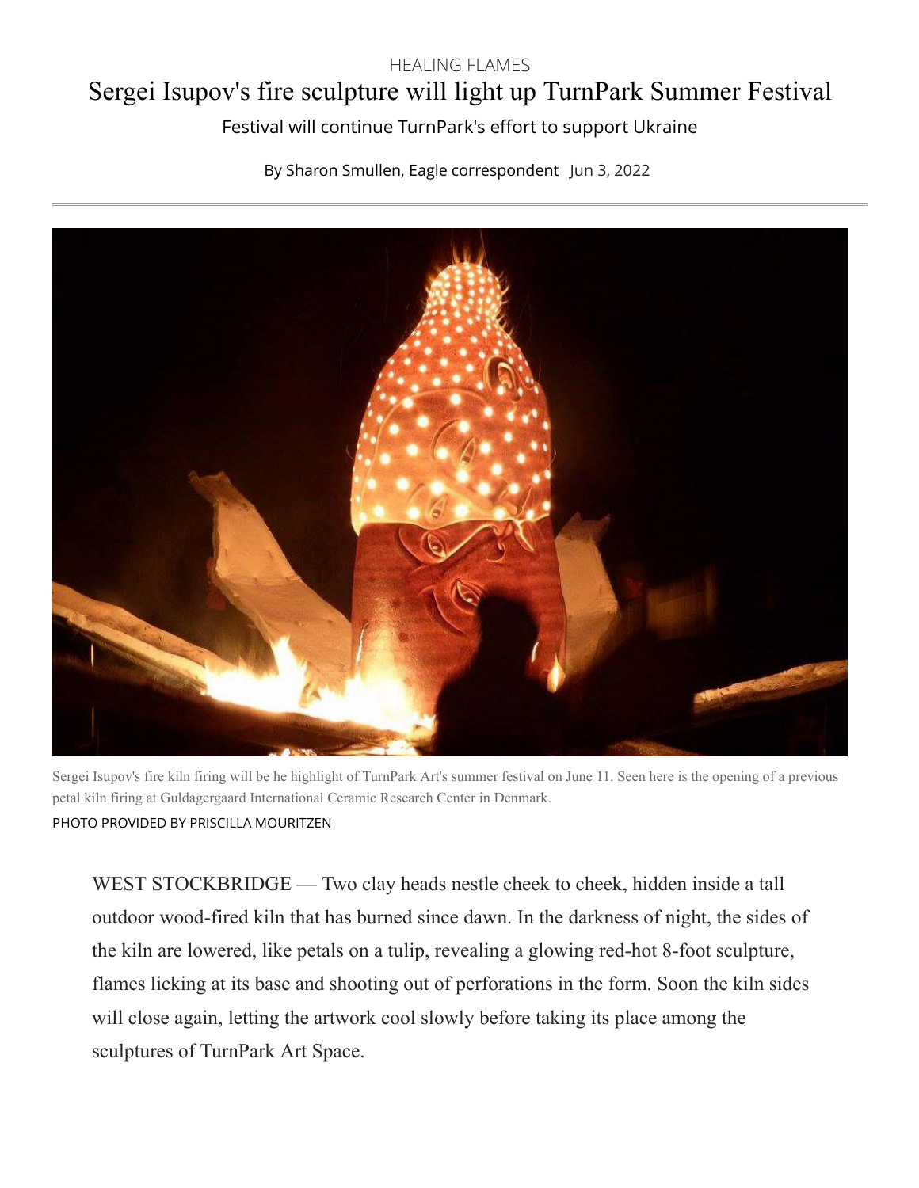HEALING FLAMES

# Sergei Isupov's fire sculpture will light up TurnPark Summer Festival

## Festival will continue TurnPark's effort to support Ukraine

By Sharon Smullen, Eagle correspondent Jun 3, 2022

Sergei Isupov's fire kiln firing will be he highlight of TurnPark Art's summer festival on June 11. Seen here is the opening of a previous petal kiln firing at Guldagergaard International Ceramic Research Center in Denmark.

PHOTO PROVIDED BY PRISCILLA MOURITZEN

WEST STOCKBRIDGE — Two clay heads nestle cheek to cheek, hidden inside a tall outdoor wood-fired kiln that has burned since dawn. In the darkness of night, the sides of the kiln are lowered, like petals on a tulip, revealing a glowing red-hot 8-foot sculpture, flames licking at its base and shooting out of perforations in the form. Soon the kiln sides will close again, letting the artwork cool slowly before taking its place among the sculptures of TurnPark Art Space.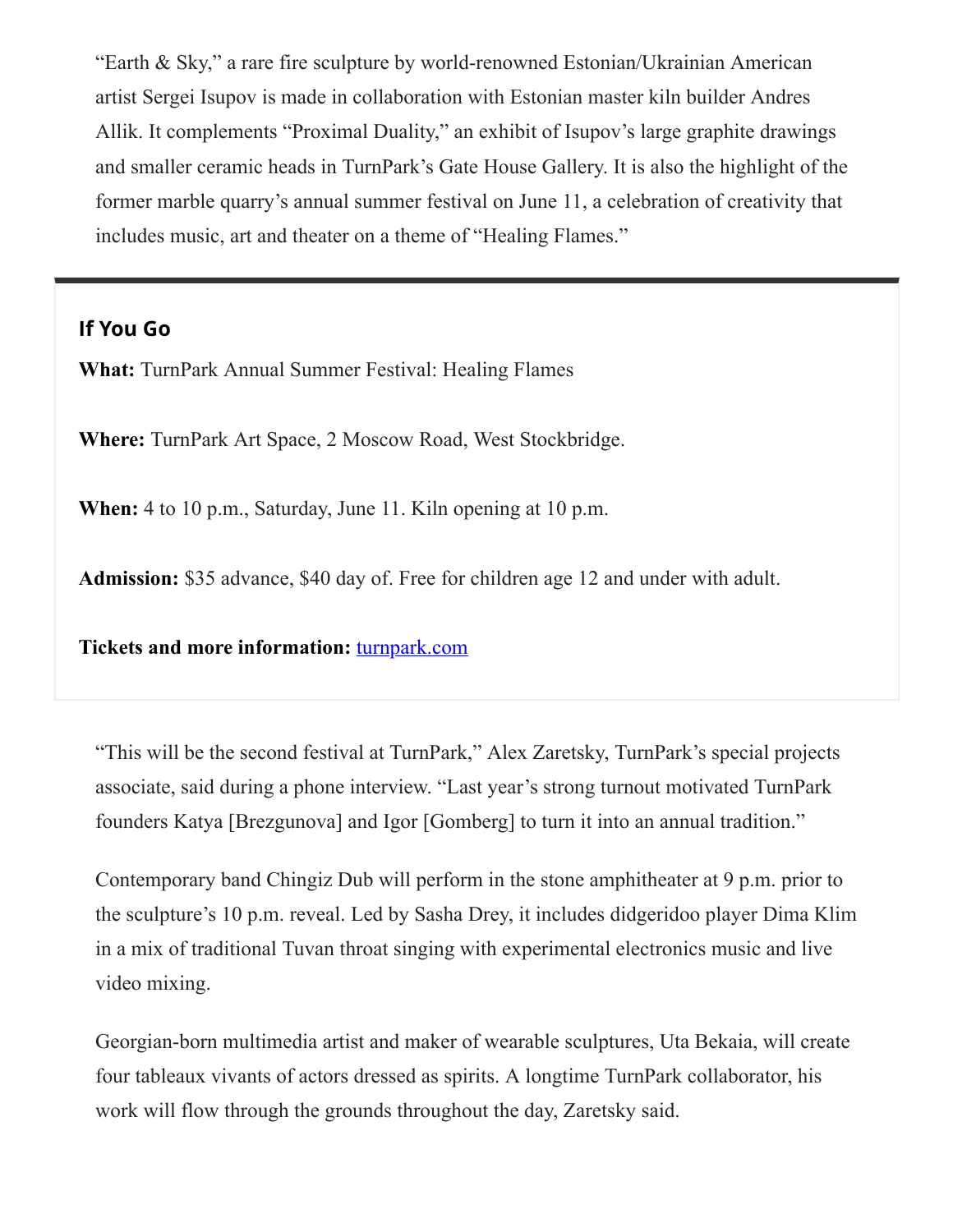"Earth & Sky," a rare fire sculpture by world-renowned Estonian/Ukrainian American artist Sergei Isupov is made in collaboration with Estonian master kiln builder Andres Allik. It complements "Proximal Duality," an exhibit of Isupov's large graphite drawings and smaller ceramic heads in TurnPark's Gate House Gallery. It is also the highlight of the former marble quarry's annual summer festival on June 11, a celebration of creativity that includes music, art and theater on a theme of "Healing Flames."

## If You Go

**What:** TurnPark Annual Summer Festival: Healing Flames

**Where:** TurnPark Art Space, 2 Moscow Road, West Stockbridge.

**When:** 4 to 10 p.m., Saturday, June 11. Kiln opening at 10 p.m.

**Admission:** $35 advance, $40 day of. Free for children age 12 and under with adult.

**Tickets and more information:** turnpark.com

"This will be the second festival at TurnPark," Alex Zaretsky, TurnPark's special projects associate, said during a phone interview. "Last year's strong turnout motivated TurnPark founders Katya [Brezgunova] and Igor [Gomberg] to turn it into an annual tradition."

Contemporary band Chingiz Dub will perform in the stone amphitheater at 9 p.m. prior to the sculpture's 10 p.m. reveal. Led by Sasha Drey, it includes didgeridoo player Dima Klim in a mix of traditional Tuvan throat singing with experimental electronics music and live video mixing.

Georgian-born multimedia artist and maker of wearable sculptures, Uta Bekaia, will create four tableaux vivants of actors dressed as spirits. A longtime TurnPark collaborator, his work will flow through the grounds throughout the day, Zaretsky said.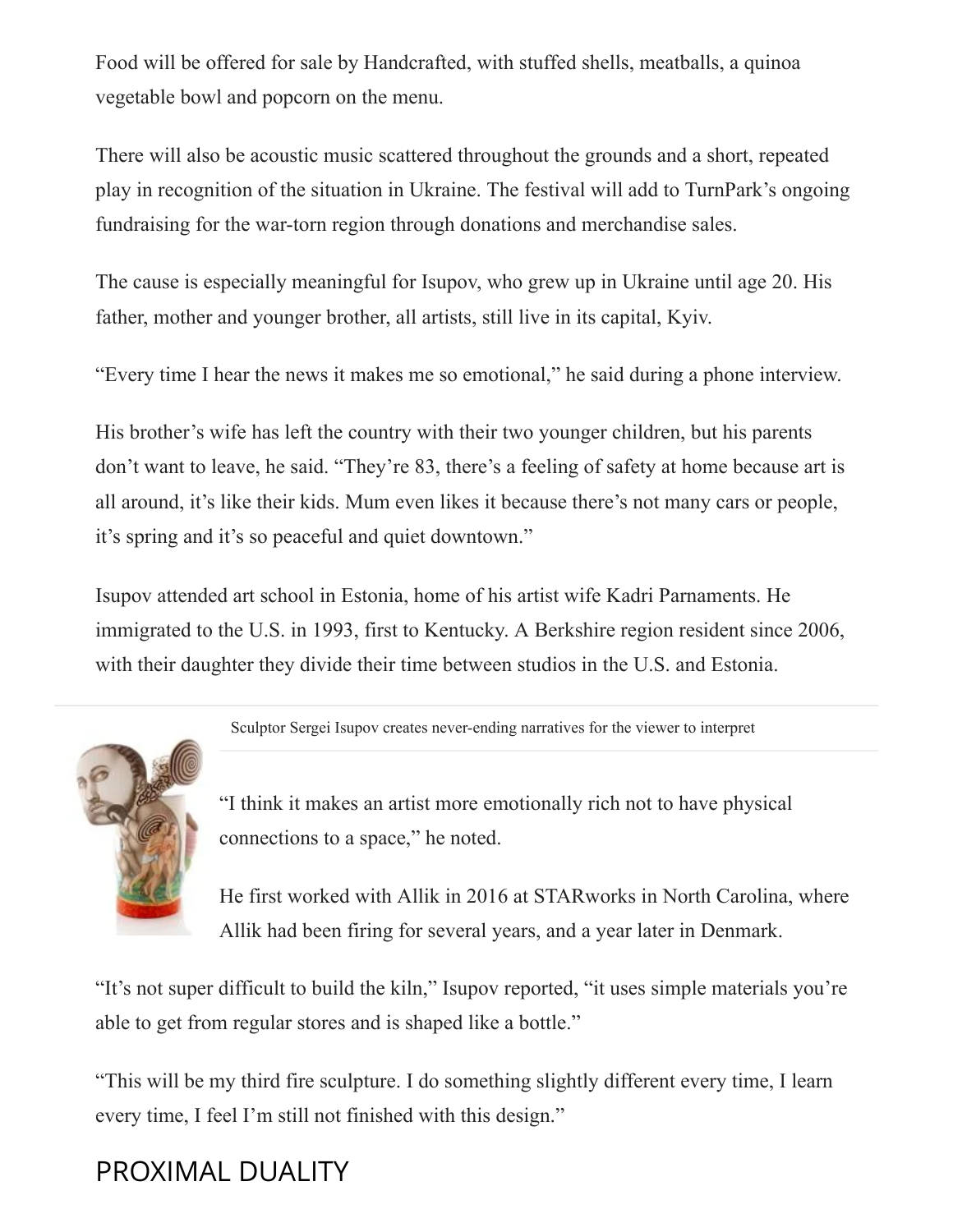Food will be offered for sale by Handcrafted, with stuffed shells, meatballs, a quinoa vegetable bowl and popcorn on the menu.

There will also be acoustic music scattered throughout the grounds and a short, repeated play in recognition of the situation in Ukraine. The festival will add to TurnPark's ongoing fundraising for the war-torn region through donations and merchandise sales.

The cause is especially meaningful for Isupov, who grew up in Ukraine until age 20. His father, mother and younger brother, all artists, still live in its capital, Kyiv.

"Every time I hear the news it makes me so emotional," he said during a phone interview.

His brother's wife has left the country with their two younger children, but his parents don't want to leave, he said. "They're 83, there's a feeling of safety at home because art is all around, it's like their kids. Mum even likes it because there's not many cars or people, it's spring and it's so peaceful and quiet downtown."

Isupov attended art school in Estonia, home of his artist wife Kadri Parnaments. He immigrated to the U.S. in 1993, first to Kentucky. A Berkshire region resident since 2006, with their daughter they divide their time between studios in the U.S. and Estonia.

Sculptor Sergei Isupov creates never-ending narratives for the viewer to interpret

"I think it makes an artist more emotionally rich not to have physical connections to a space," he noted.

He first worked with Allik in 2016 at STARworks in North Carolina, where Allik had been firing for several years, and a year later in Denmark.

"It's not super difficult to build the kiln," Isupov reported, "it uses simple materials you're able to get from regular stores and is shaped like a bottle."

"This will be my third fire sculpture. I do something slightly different every time, I learn every time, I feel I'm still not finished with this design."

## PROXIMAL DUALITY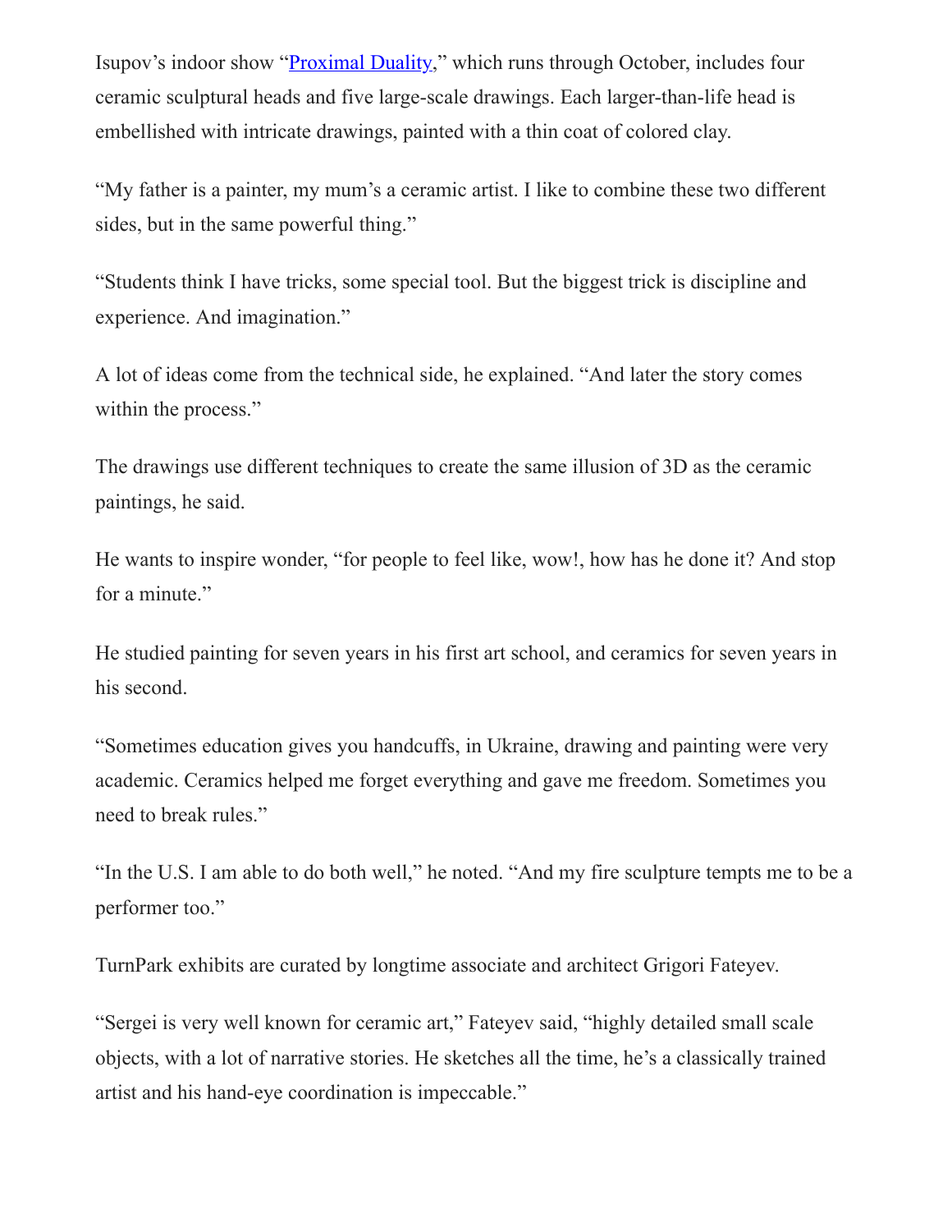Isupov's indoor show "[Proximal Duality](),” which runs through October, includes four ceramic sculptural heads and five large-scale drawings. Each larger-than-life head is embellished with intricate drawings, painted with a thin coat of colored clay.

"My father is a painter, my mum's a ceramic artist. I like to combine these two different sides, but in the same powerful thing."

"Students think I have tricks, some special tool. But the biggest trick is discipline and experience. And imagination."

A lot of ideas come from the technical side, he explained. "And later the story comes within the process."

The drawings use different techniques to create the same illusion of 3D as the ceramic paintings, he said.

He wants to inspire wonder, "for people to feel like, wow!, how has he done it? And stop for a minute."

He studied painting for seven years in his first art school, and ceramics for seven years in his second.

"Sometimes education gives you handcuffs, in Ukraine, drawing and painting were very academic. Ceramics helped me forget everything and gave me freedom. Sometimes you need to break rules."

"In the U.S. I am able to do both well," he noted. "And my fire sculpture tempts me to be a performer too."

TurnPark exhibits are curated by longtime associate and architect Grigori Fateyev.

"Sergei is very well known for ceramic art," Fateyev said, "highly detailed small scale objects, with a lot of narrative stories. He sketches all the time, he's a classically trained artist and his hand-eye coordination is impeccable."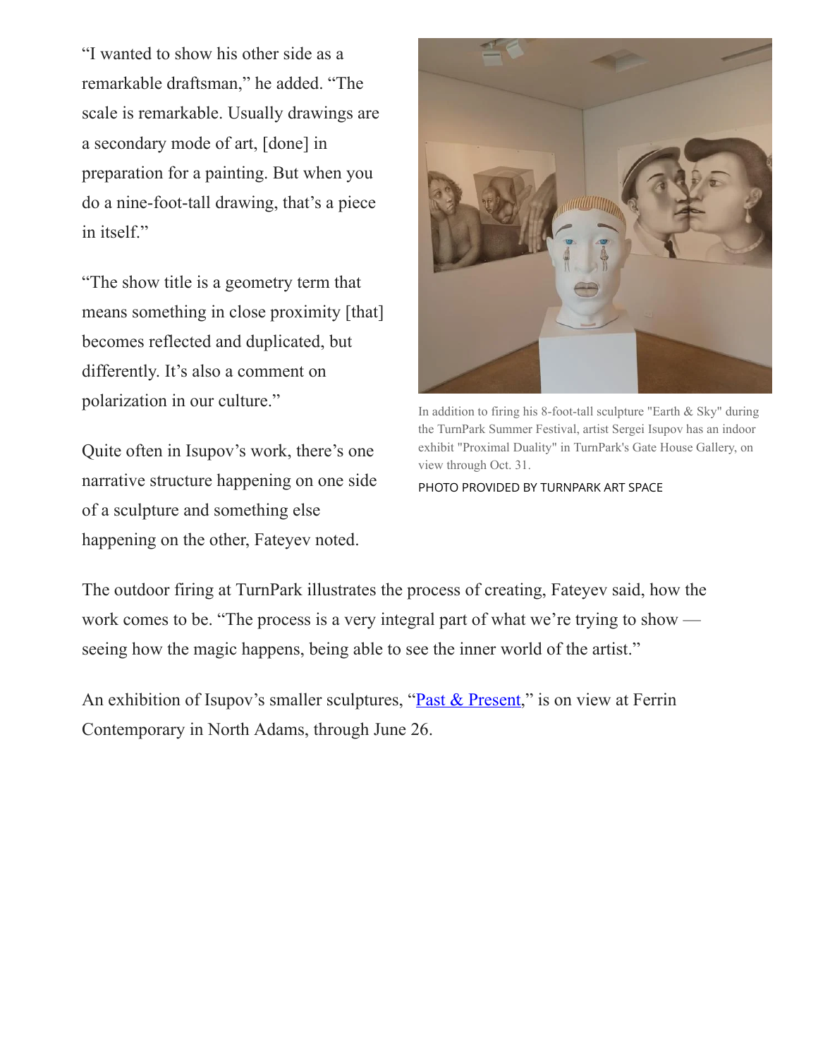"I wanted to show his other side as a remarkable draftsman," he added. "The scale is remarkable. Usually drawings are a secondary mode of art, [done] in preparation for a painting. But when you do a nine-foot-tall drawing, that's a piece in itself."

"The show title is a geometry term that means something in close proximity [that] becomes reflected and duplicated, but differently. It's also a comment on polarization in our culture."

Quite often in Isupov's work, there's one narrative structure happening on one side of a sculpture and something else happening on the other, Fateyev noted.

In addition to firing his 8-foot-tall sculpture "Earth & Sky" during the TurnPark Summer Festival, artist Sergei Isupov has an indoor exhibit "Proximal Duality" in TurnPark's Gate House Gallery, on view through Oct. 31.

PHOTO PROVIDED BY TURNPARK ART SPACE

The outdoor firing at TurnPark illustrates the process of creating, Fateyev said, how the work comes to be. "The process is a very integral part of what we're trying to show — seeing how the magic happens, being able to see the inner world of the artist."

An exhibition of Isupov's smaller sculptures, "Past & Present," is on view at Ferrin Contemporary in North Adams, through June 26.